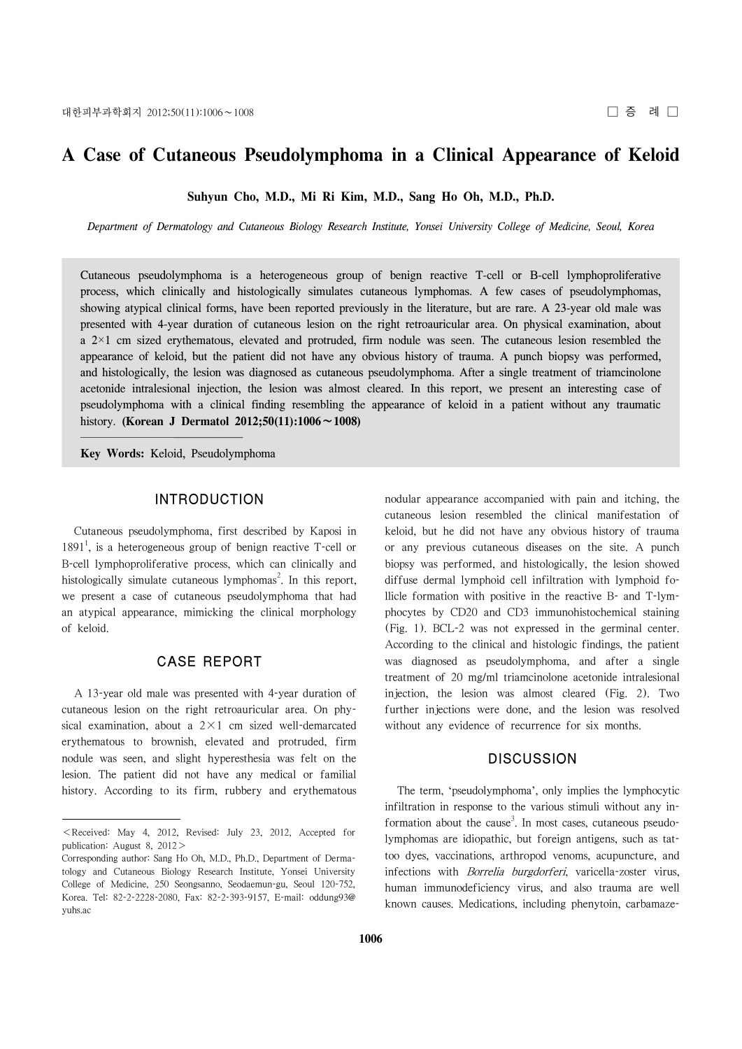# A Case of Cutaneous Pseudolymphoma in a Clinical Appearance of Keloid

**Suhyun Cho, M.D., Mi Ri Kim, M.D., Sang Ho Oh, M.D., Ph.D.**

*Department of Dermatology and Cutaneous Biology Research Institute, Yonsei University College of Medicine, Seoul, Korea*

Cutaneous pseudolymphoma is a heterogeneous group of benign reactive T-cell or B-cell lymphoproliferative process, which clinically and histologically simulates cutaneous lymphomas. A few cases of pseudolymphomas, showing atypical clinical forms, have been reported previously in the literature, but are rare. A 23-year old male was presented with 4-year duration of cutaneous lesion on the right retroauricular area. On physical examination, about a 2×1 cm sized erythematous, elevated and protruded, firm nodule was seen. The cutaneous lesion resembled the appearance of keloid, but the patient did not have any obvious history of trauma. A punch biopsy was performed, and histologically, the lesion was diagnosed as cutaneous pseudolymphoma. After a single treatment of triamcinolone acetonide intralesional injection, the lesion was almost cleared. In this report, we present an interesting case of pseudolymphoma with a clinical finding resembling the appearance of keloid in a patient without any traumatic history. **(Korean J Dermatol 2012;50(11):1006～1008)**

**Key Words:** Keloid, Pseudolymphoma

## INTRODUCTION

Cutaneous pseudolymphoma, first described by Kaposi in 1891[1], is a heterogeneous group of benign reactive T-cell or B-cell lymphoproliferative process, which can clinically and histologically simulate cutaneous lymphomas[2]. In this report, we present a case of cutaneous pseudolymphoma that had an atypical appearance, mimicking the clinical morphology of keloid.

## CASE REPORT

A 13-year old male was presented with 4-year duration of cutaneous lesion on the right retroauricular area. On physical examination, about a 2×1 cm sized well-demarcated erythematous to brownish, elevated and protruded, firm nodule was seen, and slight hyperesthesia was felt on the lesion. The patient did not have any medical or familial history. According to its firm, rubbery and erythematous nodular appearance accompanied with pain and itching, the cutaneous lesion resembled the clinical manifestation of keloid, but he did not have any obvious history of trauma or any previous cutaneous diseases on the site. A punch biopsy was performed, and histologically, the lesion showed diffuse dermal lymphoid cell infiltration with lymphoid follicle formation with positive in the reactive B- and T-lymphocytes by CD20 and CD3 immunohistochemical staining (Fig. 1). BCL-2 was not expressed in the germinal center. According to the clinical and histologic findings, the patient was diagnosed as pseudolymphoma, and after a single treatment of 20 mg/ml triamcinolone acetonide intralesional injection, the lesion was almost cleared (Fig. 2). Two further injections were done, and the lesion was resolved without any evidence of recurrence for six months.

## DISCUSSION

The term, 'pseudolymphoma', only implies the lymphocytic infiltration in response to the various stimuli without any information about the cause[3]. In most cases, cutaneous pseudolymphomas are idiopathic, but foreign antigens, such as tattoo dyes, vaccinations, arthropod venoms, acupuncture, and infections with *Borrelia burgdorferi*, varicella-zoster virus, human immunodeficiency virus, and also trauma are well known causes. Medications, including phenytoin, carbamaze-

<Received: May 4, 2012, Revised: July 23, 2012, Accepted for publication: August 8, 2012>

Corresponding author: Sang Ho Oh, M.D., Ph.D., Department of Dermatology and Cutaneous Biology Research Institute, Yonsei University College of Medicine, 250 Seongsanno, Seodaemun-gu, Seoul 120-752, Korea. Tel: 82-2-2228-2080, Fax: 82-2-393-9157, E-mail: oddung93@yuhs.ac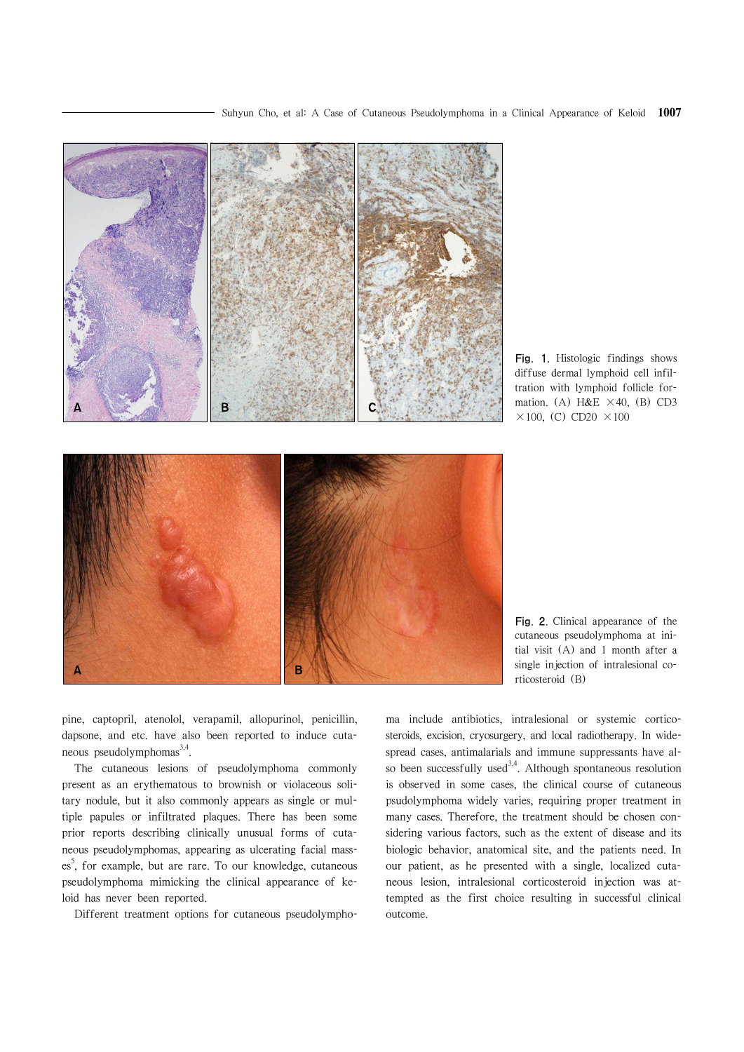Fig. 1. Histologic findings shows diffuse dermal lymphoid cell infiltration with lymphoid follicle formation. (A) H&E ×40, (B) CD3 ×100, (C) CD20 ×100

Fig. 2. Clinical appearance of the cutaneous pseudolymphoma at initial visit (A) and 1 month after a single injection of intralesional corticosteroid (B)

pine, captopril, atenolol, verapamil, allopurinol, penicillin, dapsone, and etc. have also been reported to induce cutaneous pseudolymphomas[3,4].

The cutaneous lesions of pseudolymphoma commonly present as an erythematous to brownish or violaceous solitary nodule, but it also commonly appears as single or multiple papules or infiltrated plaques. There has been some prior reports describing clinically unusual forms of cutaneous pseudolymphomas, appearing as ulcerating facial masses[5], for example, but are rare. To our knowledge, cutaneous pseudolymphoma mimicking the clinical appearance of keloid has never been reported.

Different treatment options for cutaneous pseudolymphoma include antibiotics, intralesional or systemic corticosteroids, excision, cryosurgery, and local radiotherapy. In widespread cases, antimalarials and immune suppressants have also been successfully used[3,4]. Although spontaneous resolution is observed in some cases, the clinical course of cutaneous psudolymphoma widely varies, requiring proper treatment in many cases. Therefore, the treatment should be chosen considering various factors, such as the extent of disease and its biologic behavior, anatomical site, and the patients need. In our patient, as he presented with a single, localized cutaneous lesion, intralesional corticosteroid injection was attempted as the first choice resulting in successful clinical outcome.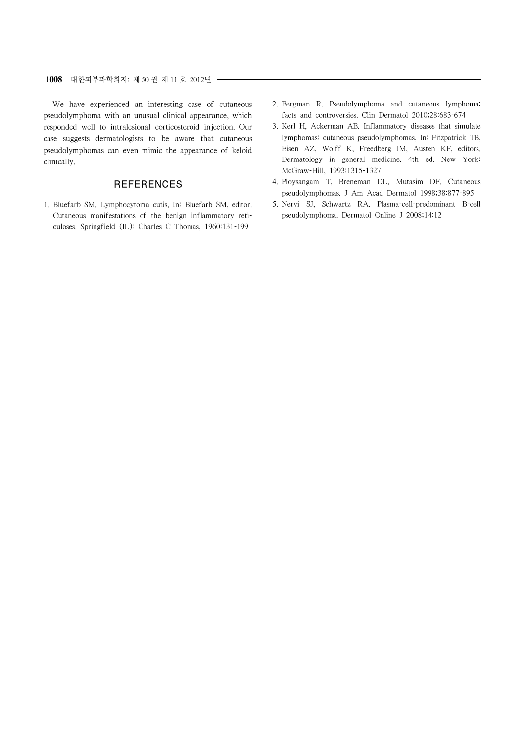We have experienced an interesting case of cutaneous pseudolymphoma with an unusual clinical appearance, which responded well to intralesional corticosteroid injection. Our case suggests dermatologists to be aware that cutaneous pseudolymphomas can even mimic the appearance of keloid clinically.

## REFERENCES

1. Bluefarb SM. Lymphocytoma cutis, In: Bluefarb SM, editor. Cutaneous manifestations of the benign inflammatory reticuloses. Springfield (IL): Charles C Thomas, 1960:131-199
2. Bergman R. Pseudolymphoma and cutaneous lymphoma: facts and controversies. Clin Dermatol 2010;28:683-674
3. Kerl H, Ackerman AB. Inflammatory diseases that simulate lymphomas: cutaneous pseudolymphomas, In: Fitzpatrick TB, Eisen AZ, Wolff K, Freedberg IM, Austen KF, editors. Dermatology in general medicine. 4th ed. New York: McGraw-Hill, 1993:1315-1327
4. Ploysangam T, Breneman DL, Mutasim DF. Cutaneous pseudolymphomas. J Am Acad Dermatol 1998;38:877-895
5. Nervi SJ, Schwartz RA. Plasma-cell-predominant B-cell pseudolymphoma. Dermatol Online J 2008;14:12